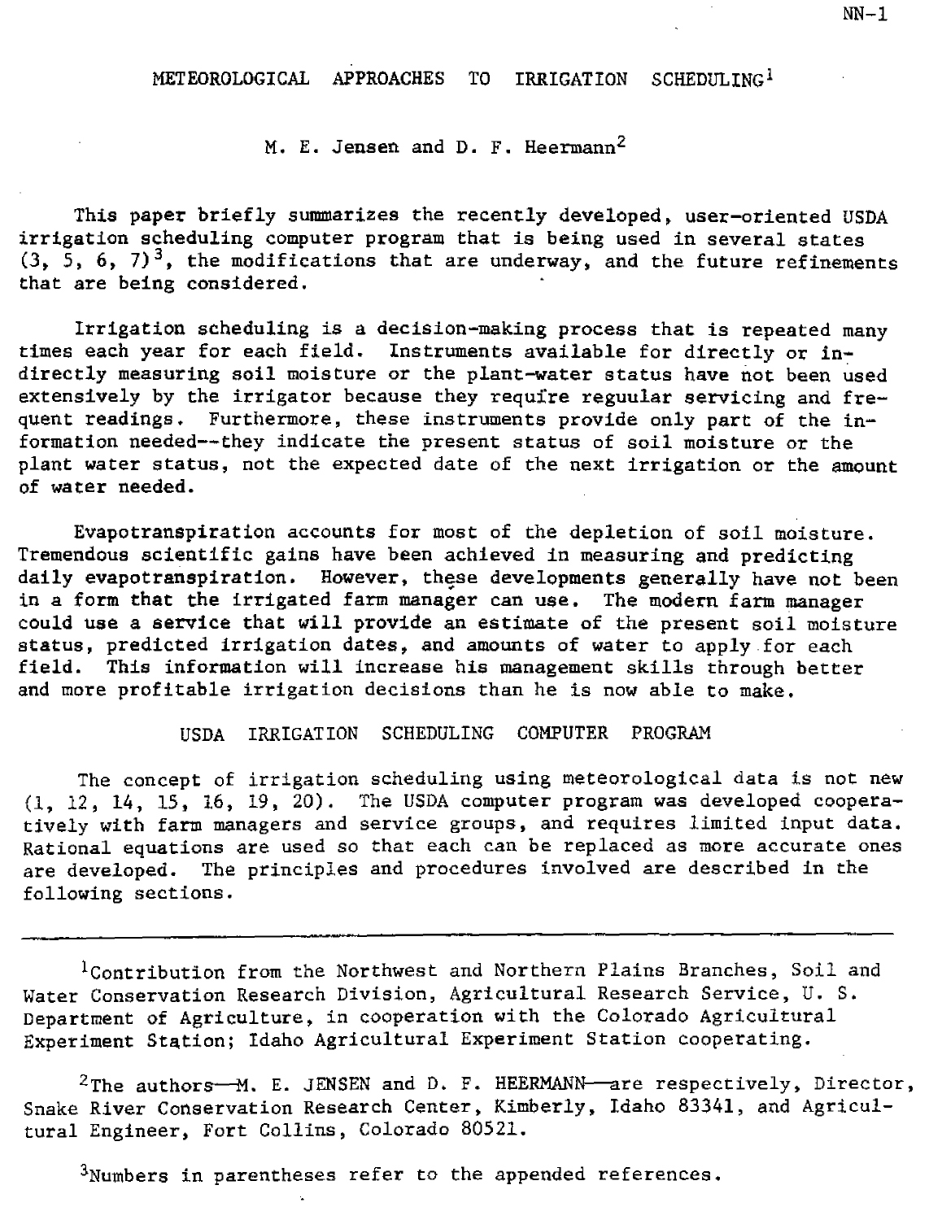# METEOROLOGICAL APPROACHES TO IRRIGATION SCHEDULING[1]

M. E. Jensen and D. F. Heermann[2]

This paper briefly summarizes the recently developed, user-oriented USDA irrigation scheduling computer program that is being used in several states (3, 5, 6, 7)[3], the modifications that are underway, and the future refinements that are being considered.

Irrigation scheduling is a decision-making process that is repeated many times each year for each field. Instruments available for directly or indirectly measuring soil moisture or the plant-water status have not been used extensively by the irrigator because they require reguular servicing and frequent readings. Furthermore, these instruments provide only part of the information needed--they indicate the present status of soil moisture or the plant water status, not the expected date of the next irrigation or the amount of water needed.

Evapotranspiration accounts for most of the depletion of soil moisture. Tremendous scientific gains have been achieved in measuring and predicting daily evapotranspiration. However, these developments generally have not been in a form that the irrigated farm manager can use. The modern farm manager could use a service that will provide an estimate of the present soil moisture status, predicted irrigation dates, and amounts of water to apply for each field. This information will increase his management skills through better and more profitable irrigation decisions than he is now able to make.

## USDA IRRIGATION SCHEDULING COMPUTER PROGRAM

The concept of irrigation scheduling using meteorological data is not new (1, 12, 14, 15, 16, 19, 20). The USDA computer program was developed cooperatively with farm managers and service groups, and requires limited input data. Rational equations are used so that each can be replaced as more accurate ones are developed. The principles and procedures involved are described in the following sections.

---

[1]Contribution from the Northwest and Northern Plains Branches, Soil and Water Conservation Research Division, Agricultural Research Service, U. S. Department of Agriculture, in cooperation with the Colorado Agricultural Experiment Station; Idaho Agricultural Experiment Station cooperating.

[2]The authors—M. E. JENSEN and D. F. HEERMANN—are respectively, Director, Snake River Conservation Research Center, Kimberly, Idaho 83341, and Agricultural Engineer, Fort Collins, Colorado 80521.

[3]Numbers in parentheses refer to the appended references.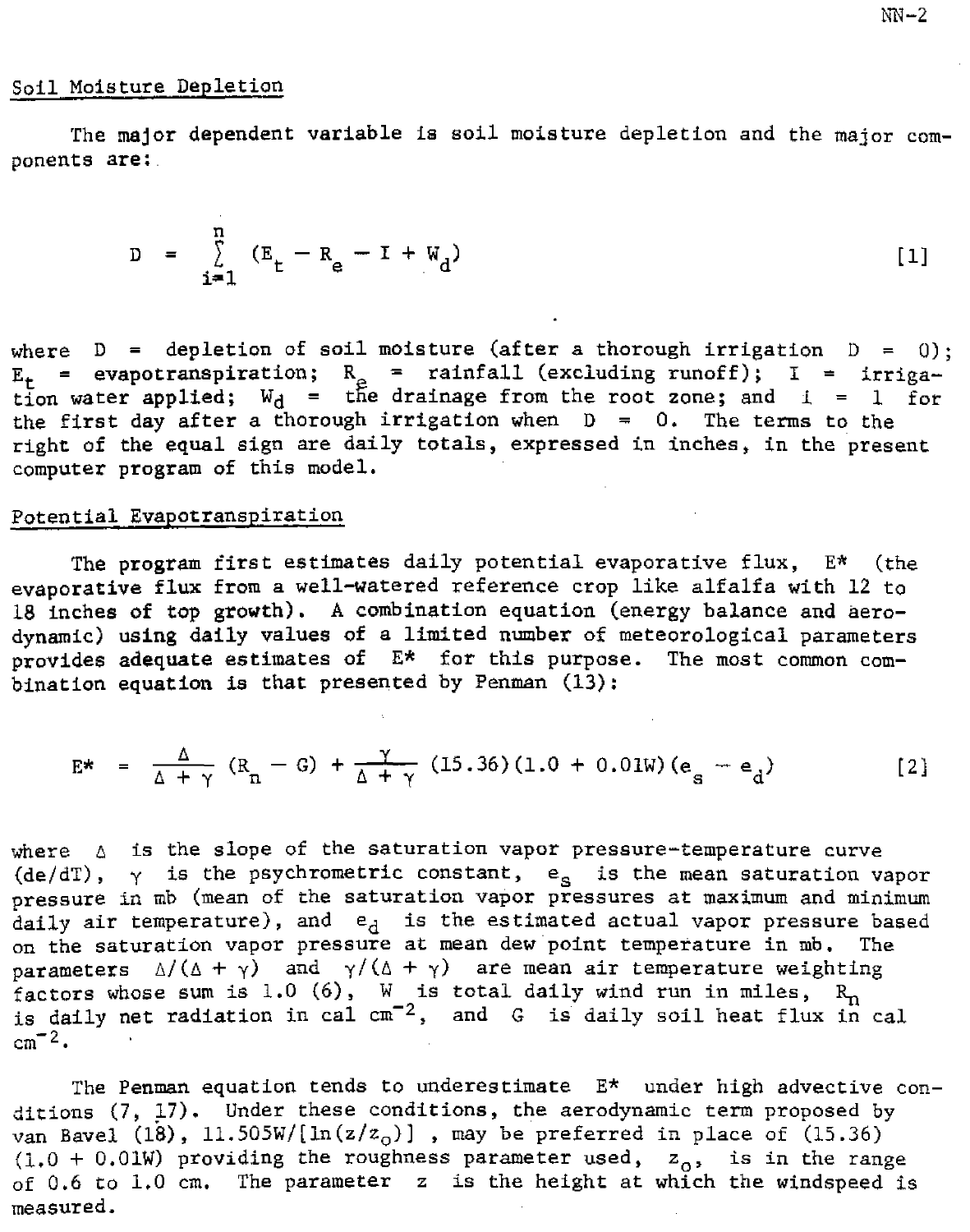## Soil Moisture Depletion

The major dependent variable is soil moisture depletion and the major components are:

$$D = \sum_{i=1}^{n} (E_t - R_e - I + W_d) \qquad [1]$$

where $D$ = depletion of soil moisture (after a thorough irrigation $D = 0$); $E_t$ = evapotranspiration; $R_e$ = rainfall (excluding runoff); $I$ = irrigation water applied; $W_d$ = the drainage from the root zone; and $i = 1$ for the first day after a thorough irrigation when $D = 0$. The terms to the right of the equal sign are daily totals, expressed in inches, in the present computer program of this model.

## Potential Evapotranspiration

The program first estimates daily potential evaporative flux, $E^*$ (the evaporative flux from a well-watered reference crop like alfalfa with 12 to 18 inches of top growth). A combination equation (energy balance and aerodynamic) using daily values of a limited number of meteorological parameters provides adequate estimates of $E^*$ for this purpose. The most common combination equation is that presented by Penman (13):

$$E^* = \frac{\Delta}{\Delta + \gamma} (R_n - G) + \frac{\gamma}{\Delta + \gamma} (15.36)(1.0 + 0.01W)(e_s - e_d) \qquad [2]$$

where $\Delta$ is the slope of the saturation vapor pressure-temperature curve $(de/dT)$, $\gamma$ is the psychrometric constant, $e_s$ is the mean saturation vapor pressure in mb (mean of the saturation vapor pressures at maximum and minimum daily air temperature), and $e_d$ is the estimated actual vapor pressure based on the saturation vapor pressure at mean dew point temperature in mb. The parameters $\Delta/(\Delta + \gamma)$ and $\gamma/(\Delta + \gamma)$ are mean air temperature weighting factors whose sum is 1.0 (6), $W$ is total daily wind run in miles, $R_n$ is daily net radiation in cal $cm^{-2}$, and $G$ is daily soil heat flux in cal $cm^{-2}$.

The Penman equation tends to underestimate $E^*$ under high advective conditions (7, 17). Under these conditions, the aerodynamic term proposed by van Bavel (18), $11.505W/[\ln(z/z_o)]$, may be preferred in place of $(15.36)(1.0 + 0.01W)$ providing the roughness parameter used, $z_o$, is in the range of 0.6 to 1.0 cm. The parameter $z$ is the height at which the windspeed is measured.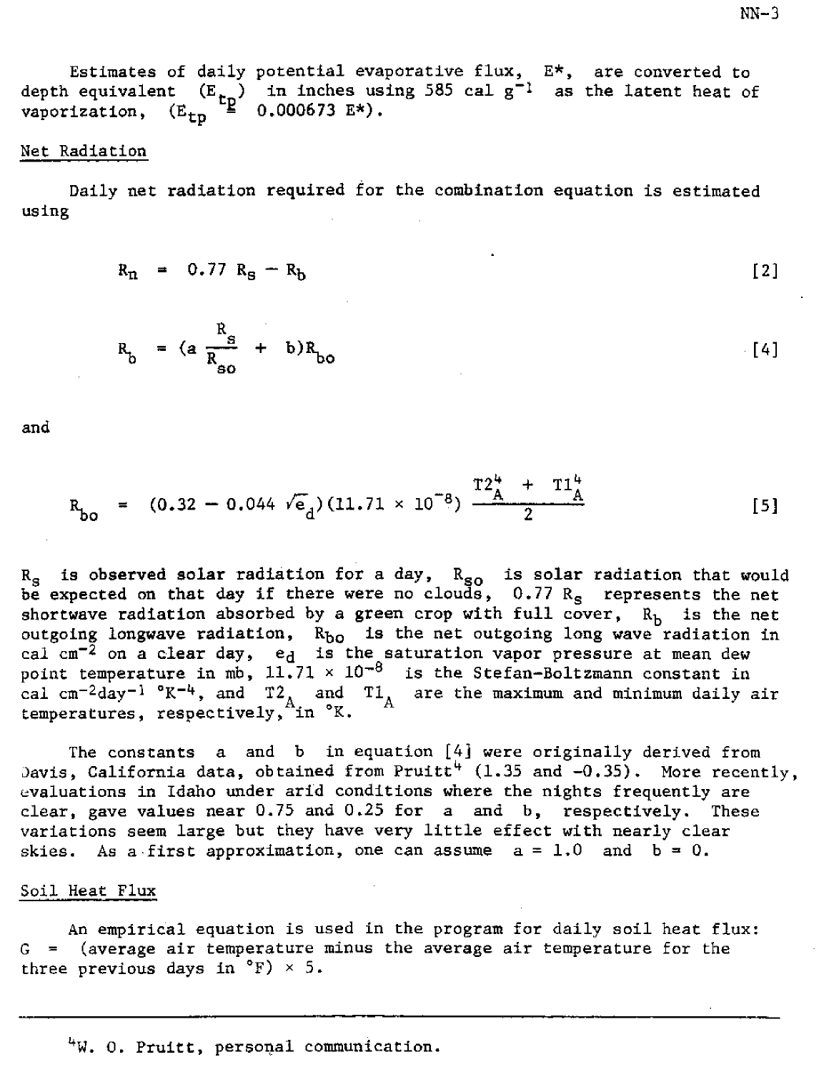Estimates of daily potential evaporative flux, $E^*$, are converted to depth equivalent ($E_{tp}$) in inches using 585 cal g$^{-1}$ as the latent heat of vaporization, ($E_{tp} \cong 0.000673 E^*$).

## Net Radiation

Daily net radiation required for the combination equation is estimated using

$$R_n = 0.77 R_s - R_b \quad [2]$$

$$R_b = (a \frac{R_s}{R_{so}} + b)R_{bo} \quad [4]$$

and

$$R_{bo} = (0.32 - 0.044 \sqrt{e_d})(11.71 \times 10^{-8}) \frac{T2_A^4 + T1_A^4}{2} \quad [5]$$

$R_s$ is observed solar radiation for a day, $R_{so}$ is solar radiation that would be expected on that day if there were no clouds, $0.77 R_s$ represents the net shortwave radiation absorbed by a green crop with full cover, $R_b$ is the net outgoing longwave radiation, $R_{bo}$ is the net outgoing long wave radiation in cal cm$^{-2}$ on a clear day, $e_d$ is the saturation vapor pressure at mean dew point temperature in mb, $11.71 \times 10^{-8}$ is the Stefan-Boltzmann constant in cal cm$^{-2}$day$^{-1}$ °K$^{-4}$, and $T2_A$ and $T1_A$ are the maximum and minimum daily air temperatures, respectively, in °K.

The constants a and b in equation [4] were originally derived from Davis, California data, obtained from Pruitt[4] (1.35 and -0.35). More recently, evaluations in Idaho under arid conditions where the nights frequently are clear, gave values near 0.75 and 0.25 for a and b, respectively. These variations seem large but they have very little effect with nearly clear skies. As a first approximation, one can assume a = 1.0 and b = 0.

## Soil Heat Flux

An empirical equation is used in the program for daily soil heat flux: G = (average air temperature minus the average air temperature for the three previous days in °F) × 5.

---

[4] W. O. Pruitt, personal communication.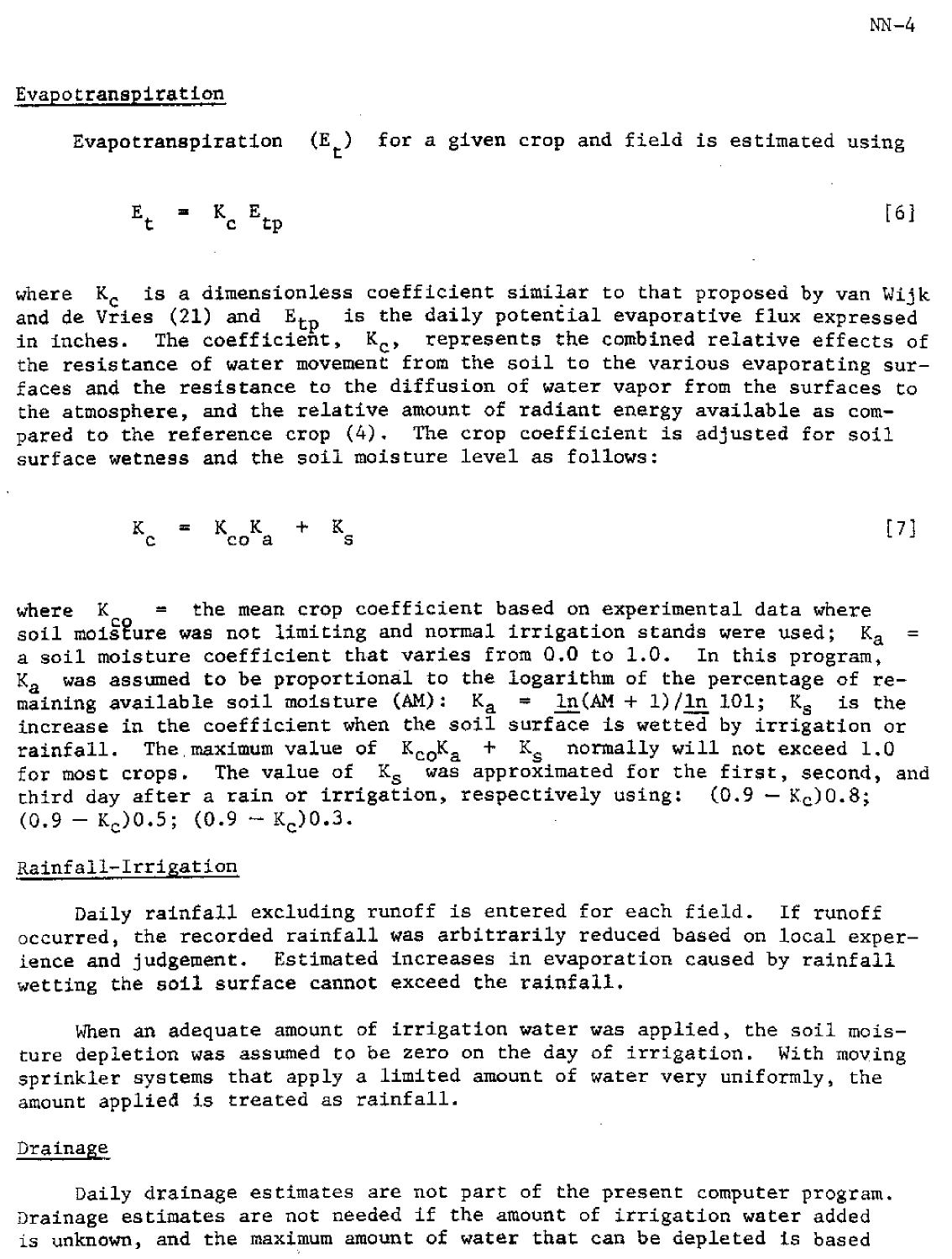## Evapotranspiration

Evapotranspiration ($E_t$) for a given crop and field is estimated using

$$E_t = K_c E_{tp} \qquad [6]$$

where $K_c$ is a dimensionless coefficient similar to that proposed by van Wijk and de Vries (21) and $E_{tp}$ is the daily potential evaporative flux expressed in inches. The coefficient, $K_c$, represents the combined relative effects of the resistance of water movement from the soil to the various evaporating surfaces and the resistance to the diffusion of water vapor from the surfaces to the atmosphere, and the relative amount of radiant energy available as compared to the reference crop (4). The crop coefficient is adjusted for soil surface wetness and the soil moisture level as follows:

$$K_c = K_{co} K_a + K_s \qquad [7]$$

where $K_{co}$ = the mean crop coefficient based on experimental data where soil moisture was not limiting and normal irrigation stands were used; $K_a$ = a soil moisture coefficient that varies from 0.0 to 1.0. In this program, $K_a$ was assumed to be proportional to the logarithm of the percentage of remaining available soil moisture (AM): $K_a = \ln(AM + 1)/\ln 101$; $K_s$ is the increase in the coefficient when the soil surface is wetted by irrigation or rainfall. The maximum value of $K_{co}K_a + K_s$ normally will not exceed 1.0 for most crops. The value of $K_s$ was approximated for the first, second, and third day after a rain or irrigation, respectively using: $(0.9 - K_c)0.8$; $(0.9 - K_c)0.5$; $(0.9 - K_c)0.3$.

## Rainfall-Irrigation

Daily rainfall excluding runoff is entered for each field. If runoff occurred, the recorded rainfall was arbitrarily reduced based on local experience and judgement. Estimated increases in evaporation caused by rainfall wetting the soil surface cannot exceed the rainfall.

When an adequate amount of irrigation water was applied, the soil moisture depletion was assumed to be zero on the day of irrigation. With moving sprinkler systems that apply a limited amount of water very uniformly, the amount applied is treated as rainfall.

## Drainage

Daily drainage estimates are not part of the present computer program. Drainage estimates are not needed if the amount of irrigation water added is unknown, and the maximum amount of water that can be depleted is based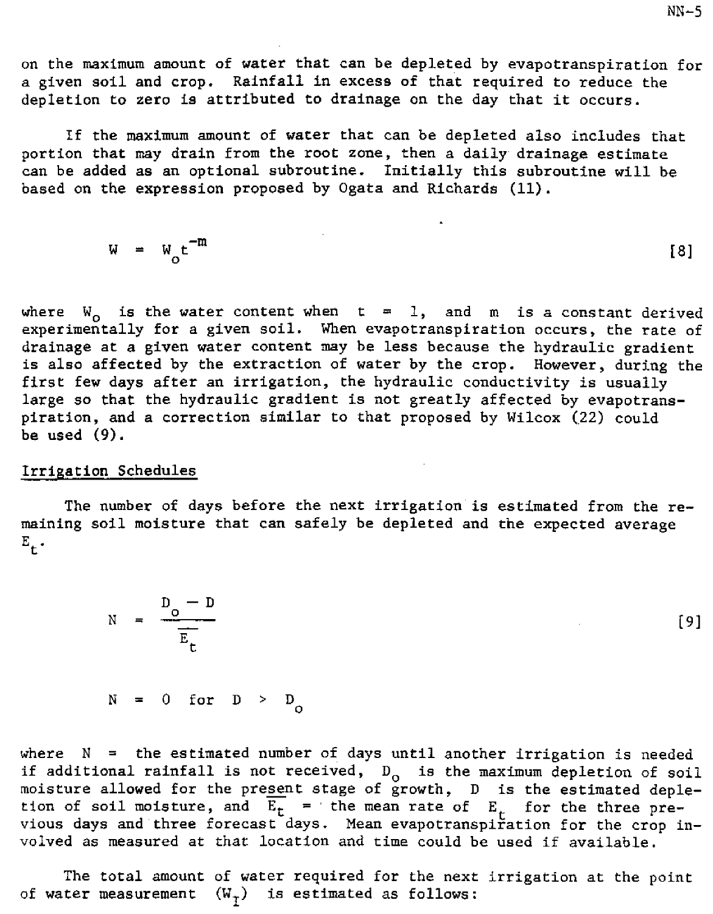on the maximum amount of water that can be depleted by evapotranspiration for a given soil and crop. Rainfall in excess of that required to reduce the depletion to zero is attributed to drainage on the day that it occurs.

If the maximum amount of water that can be depleted also includes that portion that may drain from the root zone, then a daily drainage estimate can be added as an optional subroutine. Initially this subroutine will be based on the expression proposed by Ogata and Richards (11).

$$W = W_o t^{-m} \tag{8}$$

where $W_o$ is the water content when $t = 1$, and $m$ is a constant derived experimentally for a given soil. When evapotranspiration occurs, the rate of drainage at a given water content may be less because the hydraulic gradient is also affected by the extraction of water by the crop. However, during the first few days after an irrigation, the hydraulic conductivity is usually large so that the hydraulic gradient is not greatly affected by evapotranspiration, and a correction similar to that proposed by Wilcox (22) could be used (9).

## Irrigation Schedules

The number of days before the next irrigation is estimated from the remaining soil moisture that can safely be depleted and the expected average $E_t$.

$$N = \frac{D_o - D}{\overline{E_t}} \tag{9}$$

$$N = 0 \text{ for } D > D_o$$

where $N$ = the estimated number of days until another irrigation is needed if additional rainfall is not received, $D_o$ is the maximum depletion of soil moisture allowed for the present stage of growth, $D$ is the estimated depletion of soil moisture, and $\overline{E_t}$ = the mean rate of $E_t$ for the three previous days and three forecast days. Mean evapotranspiration for the crop involved as measured at that location and time could be used if available.

The total amount of water required for the next irrigation at the point of water measurement $(W_I)$ is estimated as follows: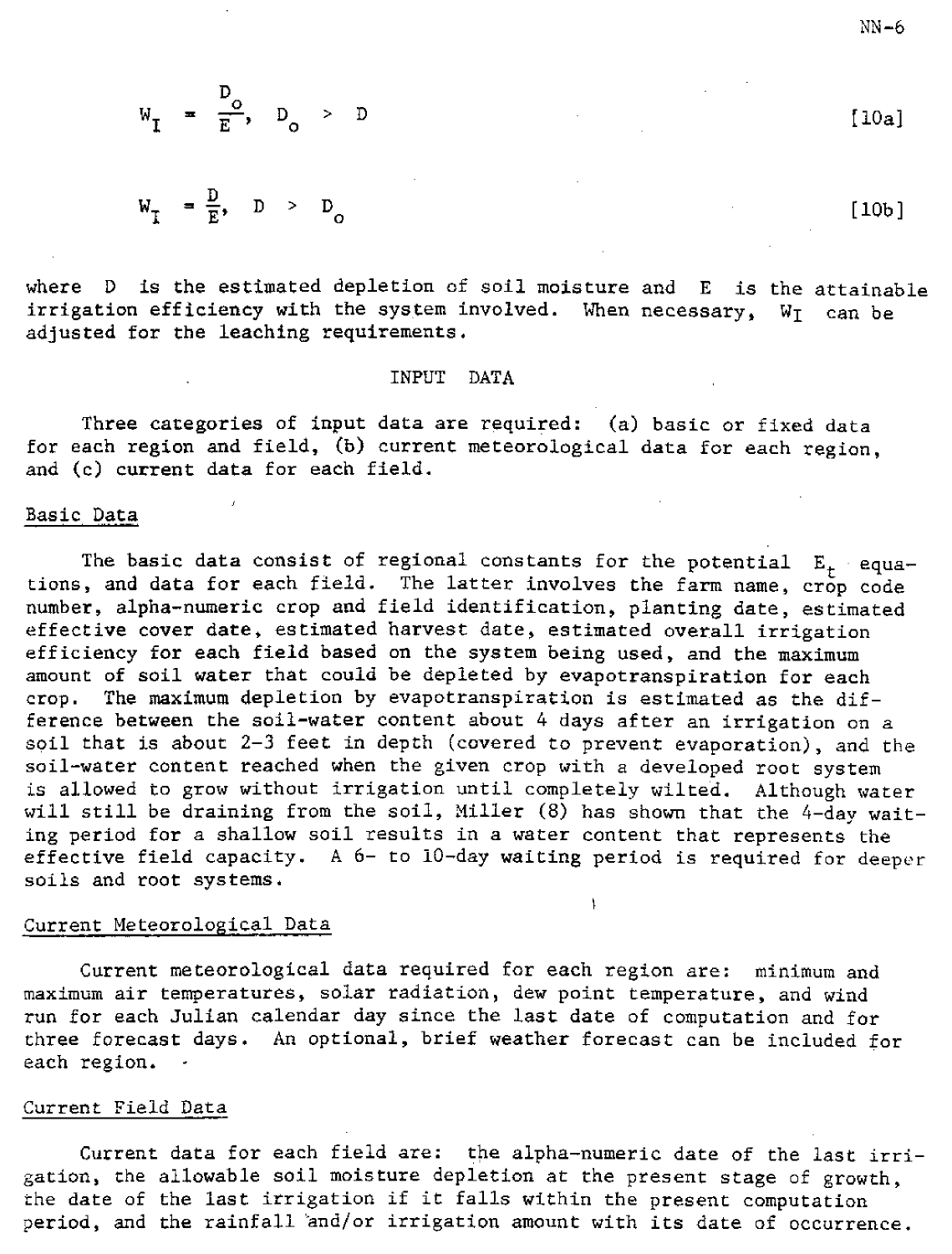$$W_I = \frac{D_o}{E}, \quad D_o > D \qquad [10a]$$

$$W_I = \frac{D}{E}, \quad D > D_o \qquad [10b]$$

where D is the estimated depletion of soil moisture and E is the attainable irrigation efficiency with the system involved. When necessary, $W_I$ can be adjusted for the leaching requirements.

## INPUT DATA

Three categories of input data are required: (a) basic or fixed data for each region and field, (b) current meteorological data for each region, and (c) current data for each field.

### Basic Data

The basic data consist of regional constants for the potential $E_t$ equations, and data for each field. The latter involves the farm name, crop code number, alpha-numeric crop and field identification, planting date, estimated effective cover date, estimated harvest date, estimated overall irrigation efficiency for each field based on the system being used, and the maximum amount of soil water that could be depleted by evapotranspiration for each crop. The maximum depletion by evapotranspiration is estimated as the difference between the soil-water content about 4 days after an irrigation on a soil that is about 2-3 feet in depth (covered to prevent evaporation), and the soil-water content reached when the given crop with a developed root system is allowed to grow without irrigation until completely wilted. Although water will still be draining from the soil, Miller (8) has shown that the 4-day waiting period for a shallow soil results in a water content that represents the effective field capacity. A 6- to 10-day waiting period is required for deeper soils and root systems.

### Current Meteorological Data

Current meteorological data required for each region are: minimum and maximum air temperatures, solar radiation, dew point temperature, and wind run for each Julian calendar day since the last date of computation and for three forecast days. An optional, brief weather forecast can be included for each region.

### Current Field Data

Current data for each field are: the alpha-numeric date of the last irrigation, the allowable soil moisture depletion at the present stage of growth, the date of the last irrigation if it falls within the present computation period, and the rainfall and/or irrigation amount with its date of occurrence.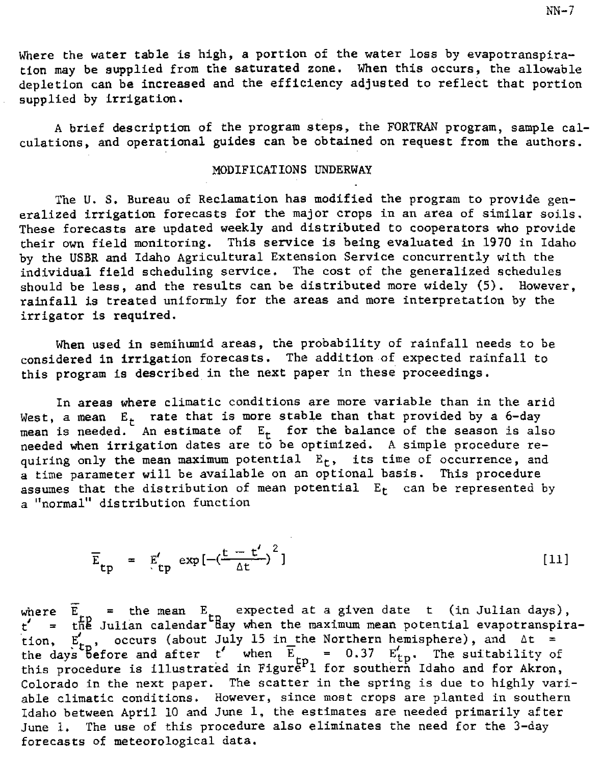Where the water table is high, a portion of the water loss by evapotranspiration may be supplied from the saturated zone. When this occurs, the allowable depletion can be increased and the efficiency adjusted to reflect that portion supplied by irrigation.

A brief description of the program steps, the FORTRAN program, sample calculations, and operational guides can be obtained on request from the authors.

## MODIFICATIONS UNDERWAY

The U. S. Bureau of Reclamation has modified the program to provide generalized irrigation forecasts for the major crops in an area of similar soils. These forecasts are updated weekly and distributed to cooperators who provide their own field monitoring. This service is being evaluated in 1970 in Idaho by the USBR and Idaho Agricultural Extension Service concurrently with the individual field scheduling service. The cost of the generalized schedules should be less, and the results can be distributed more widely (5). However, rainfall is treated uniformly for the areas and more interpretation by the irrigator is required.

When used in semihumid areas, the probability of rainfall needs to be considered in irrigation forecasts. The addition of expected rainfall to this program is described in the next paper in these proceedings.

In areas where climatic conditions are more variable than in the arid West, a mean $E_t$ rate that is more stable than that provided by a 6-day mean is needed. An estimate of $E_t$ for the balance of the season is also needed when irrigation dates are to be optimized. A simple procedure requiring only the mean maximum potential $E_t$, its time of occurrence, and a time parameter will be available on an optional basis. This procedure assumes that the distribution of mean potential $E_t$ can be represented by a "normal" distribution function

$$\overline{E}_{tp} = E'_{tp} \exp\left[-\left(\frac{t - t'}{\Delta t}\right)^2\right] \qquad [11]$$

where $\overline{E}_{tp}$ = the mean $E_{tp}$ expected at a given date $t$ (in Julian days), $t'$ = the Julian calendar day when the maximum mean potential evapotranspiration, $E'_{tp}$, occurs (about July 15 in the Northern hemisphere), and $\Delta t$ = the days before and after $t'$ when $\overline{E}_{tp} = 0.37\ E'_{tp}$. The suitability of this procedure is illustrated in Figure 1 for southern Idaho and for Akron, Colorado in the next paper. The scatter in the spring is due to highly variable climatic conditions. However, since most crops are planted in southern Idaho between April 10 and June 1, the estimates are needed primarily after June 1. The use of this procedure also eliminates the need for the 3-day forecasts of meteorological data.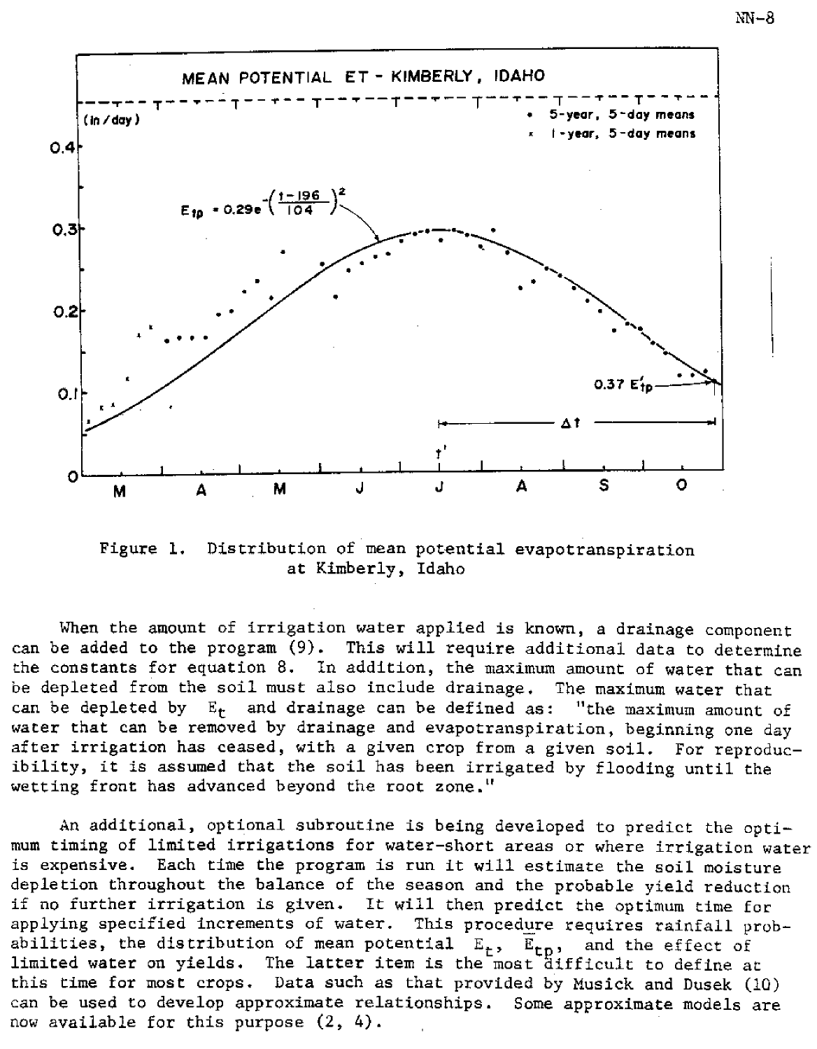Figure 1. Distribution of mean potential evapotranspiration at Kimberly, Idaho

When the amount of irrigation water applied is known, a drainage component can be added to the program (9). This will require additional data to determine the constants for equation 8. In addition, the maximum amount of water that can be depleted from the soil must also include drainage. The maximum water that can be depleted by $E_t$ and drainage can be defined as: "the maximum amount of water that can be removed by drainage and evapotranspiration, beginning one day after irrigation has ceased, with a given crop from a given soil. For reproducibility, it is assumed that the soil has been irrigated by flooding until the wetting front has advanced beyond the root zone."

An additional, optional subroutine is being developed to predict the optimum timing of limited irrigations for water-short areas or where irrigation water is expensive. Each time the program is run it will estimate the soil moisture depletion throughout the balance of the season and the probable yield reduction if no further irrigation is given. It will then predict the optimum time for applying specified increments of water. This procedure requires rainfall probabilities, the distribution of mean potential $E_t$, $\bar{E}_{tp}$, and the effect of limited water on yields. The latter item is the most difficult to define at this time for most crops. Data such as that provided by Musick and Dusek (10) can be used to develop approximate relationships. Some approximate models are now available for this purpose (2, 4).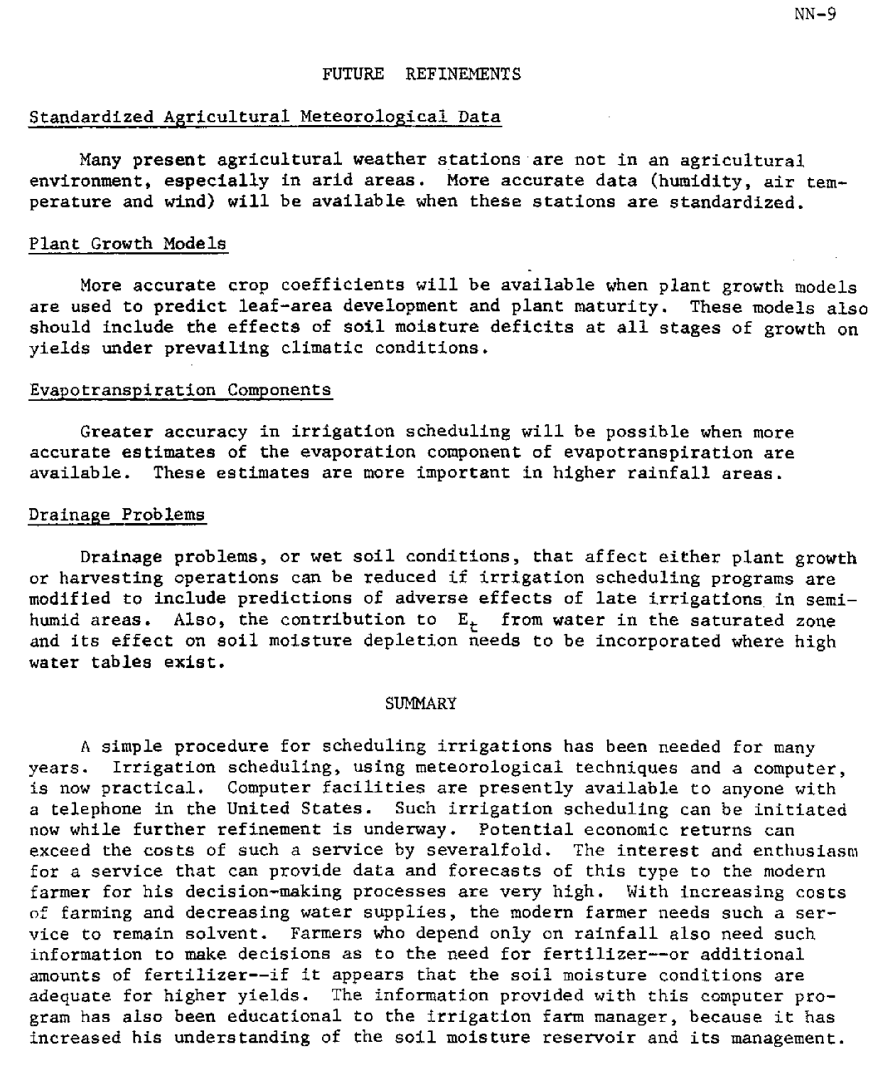## FUTURE REFINEMENTS

### Standardized Agricultural Meteorological Data

Many present agricultural weather stations are not in an agricultural environment, especially in arid areas. More accurate data (humidity, air temperature and wind) will be available when these stations are standardized.

### Plant Growth Models

More accurate crop coefficients will be available when plant growth models are used to predict leaf-area development and plant maturity. These models also should include the effects of soil moisture deficits at all stages of growth on yields under prevailing climatic conditions.

### Evapotranspiration Components

Greater accuracy in irrigation scheduling will be possible when more accurate estimates of the evaporation component of evapotranspiration are available. These estimates are more important in higher rainfall areas.

### Drainage Problems

Drainage problems, or wet soil conditions, that affect either plant growth or harvesting operations can be reduced if irrigation scheduling programs are modified to include predictions of adverse effects of late irrigations in semi-humid areas. Also, the contribution to $E_t$ from water in the saturated zone and its effect on soil moisture depletion needs to be incorporated where high water tables exist.

## SUMMARY

A simple procedure for scheduling irrigations has been needed for many years. Irrigation scheduling, using meteorological techniques and a computer, is now practical. Computer facilities are presently available to anyone with a telephone in the United States. Such irrigation scheduling can be initiated now while further refinement is underway. Potential economic returns can exceed the costs of such a service by severalfold. The interest and enthusiasm for a service that can provide data and forecasts of this type to the modern farmer for his decision-making processes are very high. With increasing costs of farming and decreasing water supplies, the modern farmer needs such a service to remain solvent. Farmers who depend only on rainfall also need such information to make decisions as to the need for fertilizer--or additional amounts of fertilizer--if it appears that the soil moisture conditions are adequate for higher yields. The information provided with this computer program has also been educational to the irrigation farm manager, because it has increased his understanding of the soil moisture reservoir and its management.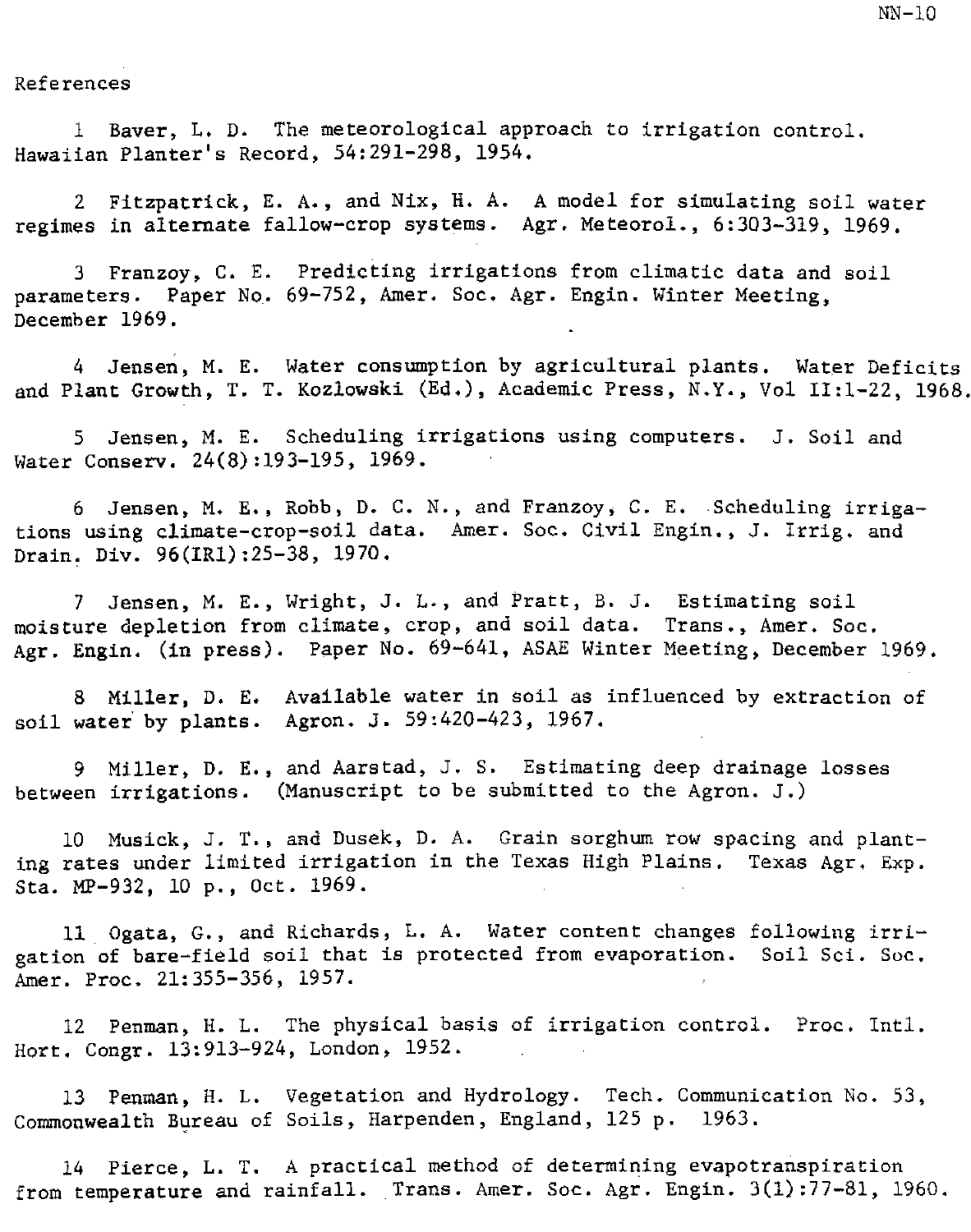References

1 Baver, L. D. The meteorological approach to irrigation control. Hawaiian Planter's Record, 54:291-298, 1954.

2 Fitzpatrick, E. A., and Nix, H. A. A model for simulating soil water regimes in alternate fallow-crop systems. Agr. Meteorol., 6:303-319, 1969.

3 Franzoy, C. E. Predicting irrigations from climatic data and soil parameters. Paper No. 69-752, Amer. Soc. Agr. Engin. Winter Meeting, December 1969.

4 Jensen, M. E. Water consumption by agricultural plants. Water Deficits and Plant Growth, T. T. Kozlowski (Ed.), Academic Press, N.Y., Vol II:1-22, 1968.

5 Jensen, M. E. Scheduling irrigations using computers. J. Soil and Water Conserv. 24(8):193-195, 1969.

6 Jensen, M. E., Robb, D. C. N., and Franzoy, C. E. Scheduling irrigations using climate-crop-soil data. Amer. Soc. Civil Engin., J. Irrig. and Drain. Div. 96(IR1):25-38, 1970.

7 Jensen, M. E., Wright, J. L., and Pratt, B. J. Estimating soil moisture depletion from climate, crop, and soil data. Trans., Amer. Soc. Agr. Engin. (in press). Paper No. 69-641, ASAE Winter Meeting, December 1969.

8 Miller, D. E. Available water in soil as influenced by extraction of soil water by plants. Agron. J. 59:420-423, 1967.

9 Miller, D. E., and Aarstad, J. S. Estimating deep drainage losses between irrigations. (Manuscript to be submitted to the Agron. J.)

10 Musick, J. T., and Dusek, D. A. Grain sorghum row spacing and planting rates under limited irrigation in the Texas High Plains. Texas Agr. Exp. Sta. MP-932, 10 p., Oct. 1969.

11 Ogata, G., and Richards, L. A. Water content changes following irrigation of bare-field soil that is protected from evaporation. Soil Sci. Soc. Amer. Proc. 21:355-356, 1957.

12 Penman, H. L. The physical basis of irrigation control. Proc. Intl. Hort. Congr. 13:913-924, London, 1952.

13 Penman, H. L. Vegetation and Hydrology. Tech. Communication No. 53, Commonwealth Bureau of Soils, Harpenden, England, 125 p. 1963.

14 Pierce, L. T. A practical method of determining evapotranspiration from temperature and rainfall. Trans. Amer. Soc. Agr. Engin. 3(1):77-81, 1960.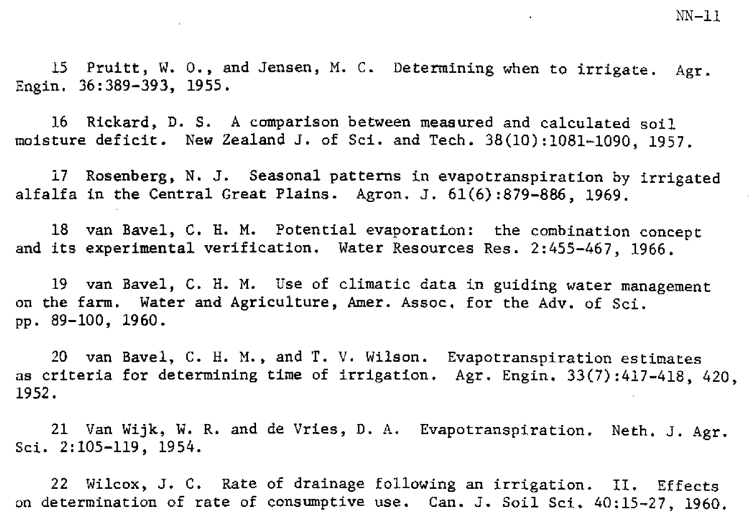15 Pruitt, W. O., and Jensen, M. C. Determining when to irrigate. Agr. Engin. 36:389-393, 1955.

16 Rickard, D. S. A comparison between measured and calculated soil moisture deficit. New Zealand J. of Sci. and Tech. 38(10):1081-1090, 1957.

17 Rosenberg, N. J. Seasonal patterns in evapotranspiration by irrigated alfalfa in the Central Great Plains. Agron. J. 61(6):879-886, 1969.

18 van Bavel, C. H. M. Potential evaporation: the combination concept and its experimental verification. Water Resources Res. 2:455-467, 1966.

19 van Bavel, C. H. M. Use of climatic data in guiding water management on the farm. Water and Agriculture, Amer. Assoc. for the Adv. of Sci. pp. 89-100, 1960.

20 van Bavel, C. H. M., and T. V. Wilson. Evapotranspiration estimates as criteria for determining time of irrigation. Agr. Engin. 33(7):417-418, 420, 1952.

21 Van Wijk, W. R. and de Vries, D. A. Evapotranspiration. Neth. J. Agr. Sci. 2:105-119, 1954.

22 Wilcox, J. C. Rate of drainage following an irrigation. II. Effects on determination of rate of consumptive use. Can. J. Soil Sci. 40:15-27, 1960.